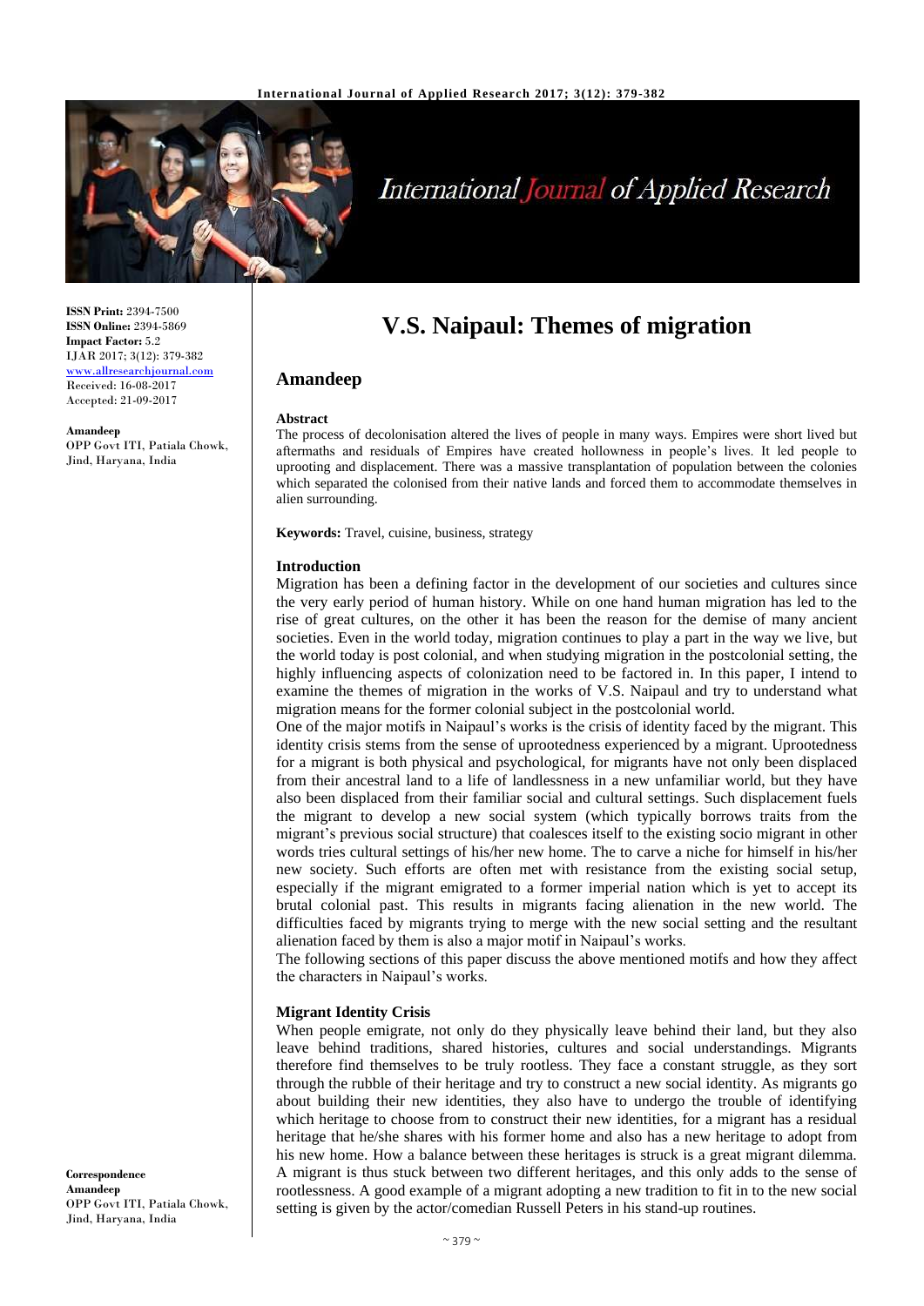**ISSN Print:** 2394-7500
**ISSN Online:** 2394-5869
**Impact Factor:** 5.2
IJAR 2017; 3(12): 379-382
www.allresearchjournal.com
Received: 16-08-2017
Accepted: 21-09-2017

**Amandeep**
OPP Govt ITI, Patiala Chowk, Jind, Haryana, India

**Correspondence**
**Amandeep**
OPP Govt ITI, Patiala Chowk, Jind, Haryana, India

# V.S. Naipaul: Themes of migration

## Amandeep

### Abstract

The process of decolonisation altered the lives of people in many ways. Empires were short lived but aftermaths and residuals of Empires have created hollowness in people's lives. It led people to uprooting and displacement. There was a massive transplantation of population between the colonies which separated the colonised from their native lands and forced them to accommodate themselves in alien surrounding.

**Keywords:** Travel, cuisine, business, strategy

### Introduction

Migration has been a defining factor in the development of our societies and cultures since the very early period of human history. While on one hand human migration has led to the rise of great cultures, on the other it has been the reason for the demise of many ancient societies. Even in the world today, migration continues to play a part in the way we live, but the world today is post colonial, and when studying migration in the postcolonial setting, the highly influencing aspects of colonization need to be factored in. In this paper, I intend to examine the themes of migration in the works of V.S. Naipaul and try to understand what migration means for the former colonial subject in the postcolonial world.

One of the major motifs in Naipaul's works is the crisis of identity faced by the migrant. This identity crisis stems from the sense of uprootedness experienced by a migrant. Uprootedness for a migrant is both physical and psychological, for migrants have not only been displaced from their ancestral land to a life of landlessness in a new unfamiliar world, but they have also been displaced from their familiar social and cultural settings. Such displacement fuels the migrant to develop a new social system (which typically borrows traits from the migrant's previous social structure) that coalesces itself to the existing socio migrant in other words tries cultural settings of his/her new home. The to carve a niche for himself in his/her new society. Such efforts are often met with resistance from the existing social setup, especially if the migrant emigrated to a former imperial nation which is yet to accept its brutal colonial past. This results in migrants facing alienation in the new world. The difficulties faced by migrants trying to merge with the new social setting and the resultant alienation faced by them is also a major motif in Naipaul's works.

The following sections of this paper discuss the above mentioned motifs and how they affect the characters in Naipaul's works.

### Migrant Identity Crisis

When people emigrate, not only do they physically leave behind their land, but they also leave behind traditions, shared histories, cultures and social understandings. Migrants therefore find themselves to be truly rootless. They face a constant struggle, as they sort through the rubble of their heritage and try to construct a new social identity. As migrants go about building their new identities, they also have to undergo the trouble of identifying which heritage to choose from to construct their new identities, for a migrant has a residual heritage that he/she shares with his former home and also has a new heritage to adopt from his new home. How a balance between these heritages is struck is a great migrant dilemma. A migrant is thus stuck between two different heritages, and this only adds to the sense of rootlessness. A good example of a migrant adopting a new tradition to fit in to the new social setting is given by the actor/comedian Russell Peters in his stand-up routines.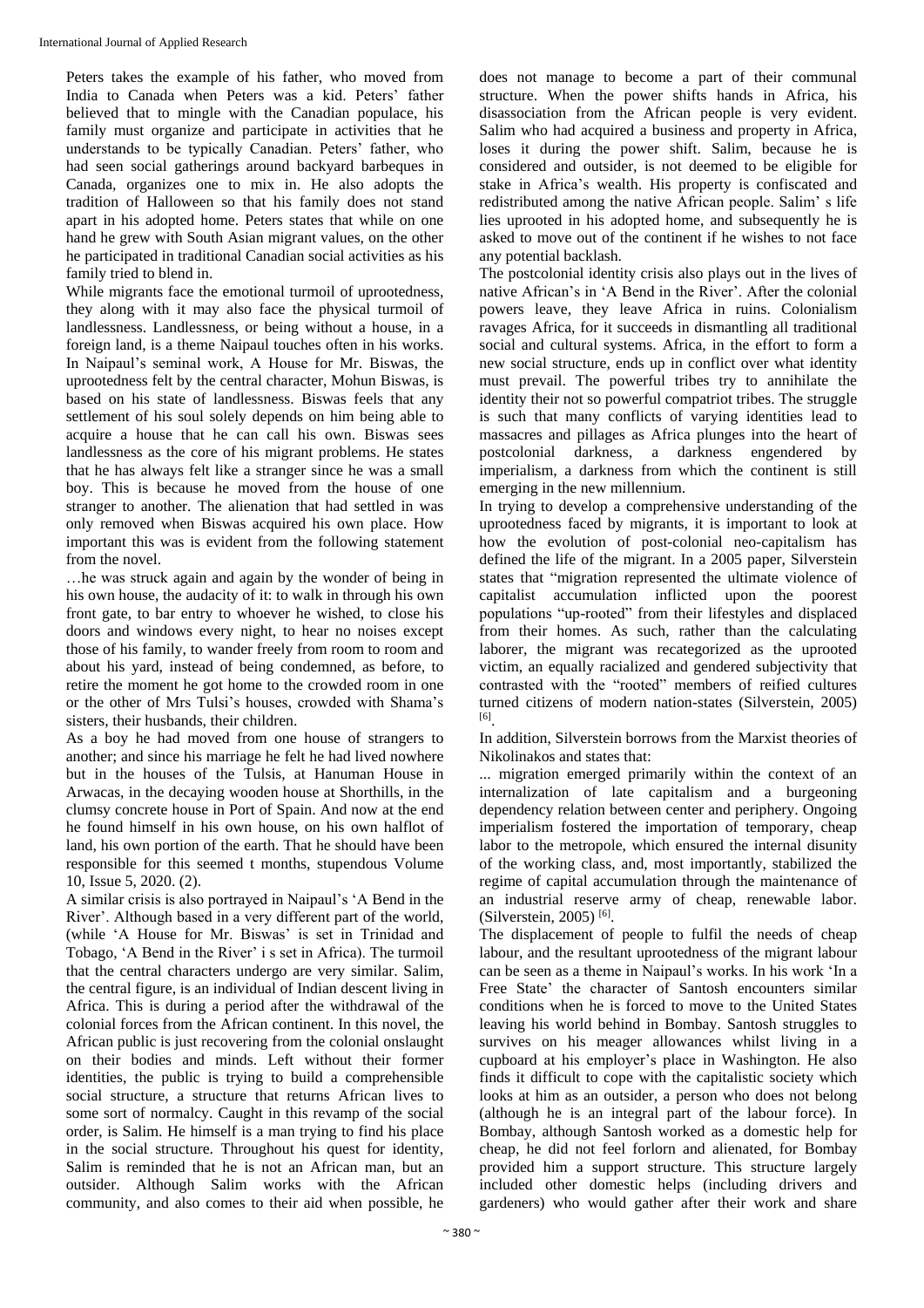Peters takes the example of his father, who moved from India to Canada when Peters was a kid. Peters' father believed that to mingle with the Canadian populace, his family must organize and participate in activities that he understands to be typically Canadian. Peters' father, who had seen social gatherings around backyard barbeques in Canada, organizes one to mix in. He also adopts the tradition of Halloween so that his family does not stand apart in his adopted home. Peters states that while on one hand he grew with South Asian migrant values, on the other he participated in traditional Canadian social activities as his family tried to blend in.

While migrants face the emotional turmoil of uprootedness, they along with it may also face the physical turmoil of landlessness. Landlessness, or being without a house, in a foreign land, is a theme Naipaul touches often in his works. In Naipaul's seminal work, A House for Mr. Biswas, the uprootedness felt by the central character, Mohun Biswas, is based on his state of landlessness. Biswas feels that any settlement of his soul solely depends on him being able to acquire a house that he can call his own. Biswas sees landlessness as the core of his migrant problems. He states that he has always felt like a stranger since he was a small boy. This is because he moved from the house of one stranger to another. The alienation that had settled in was only removed when Biswas acquired his own place. How important this was is evident from the following statement from the novel.

…he was struck again and again by the wonder of being in his own house, the audacity of it: to walk in through his own front gate, to bar entry to whoever he wished, to close his doors and windows every night, to hear no noises except those of his family, to wander freely from room to room and about his yard, instead of being condemned, as before, to retire the moment he got home to the crowded room in one or the other of Mrs Tulsi's houses, crowded with Shama's sisters, their husbands, their children.

As a boy he had moved from one house of strangers to another; and since his marriage he felt he had lived nowhere but in the houses of the Tulsis, at Hanuman House in Arwacas, in the decaying wooden house at Shorthills, in the clumsy concrete house in Port of Spain. And now at the end he found himself in his own house, on his own halflot of land, his own portion of the earth. That he should have been responsible for this seemed t months, stupendous Volume 10, Issue 5, 2020. (2).

A similar crisis is also portrayed in Naipaul's 'A Bend in the River'. Although based in a very different part of the world, (while 'A House for Mr. Biswas' is set in Trinidad and Tobago, 'A Bend in the River' i s set in Africa). The turmoil that the central characters undergo are very similar. Salim, the central figure, is an individual of Indian descent living in Africa. This is during a period after the withdrawal of the colonial forces from the African continent. In this novel, the African public is just recovering from the colonial onslaught on their bodies and minds. Left without their former identities, the public is trying to build a comprehensible social structure, a structure that returns African lives to some sort of normalcy. Caught in this revamp of the social order, is Salim. He himself is a man trying to find his place in the social structure. Throughout his quest for identity, Salim is reminded that he is not an African man, but an outsider. Although Salim works with the African community, and also comes to their aid when possible, he does not manage to become a part of their communal structure. When the power shifts hands in Africa, his disassociation from the African people is very evident. Salim who had acquired a business and property in Africa, loses it during the power shift. Salim, because he is considered and outsider, is not deemed to be eligible for stake in Africa's wealth. His property is confiscated and redistributed among the native African people. Salim' s life lies uprooted in his adopted home, and subsequently he is asked to move out of the continent if he wishes to not face any potential backlash.

The postcolonial identity crisis also plays out in the lives of native African's in 'A Bend in the River'. After the colonial powers leave, they leave Africa in ruins. Colonialism ravages Africa, for it succeeds in dismantling all traditional social and cultural systems. Africa, in the effort to form a new social structure, ends up in conflict over what identity must prevail. The powerful tribes try to annihilate the identity their not so powerful compatriot tribes. The struggle is such that many conflicts of varying identities lead to massacres and pillages as Africa plunges into the heart of postcolonial darkness, a darkness engendered by imperialism, a darkness from which the continent is still emerging in the new millennium.

In trying to develop a comprehensive understanding of the uprootedness faced by migrants, it is important to look at how the evolution of post-colonial neo-capitalism has defined the life of the migrant. In a 2005 paper, Silverstein states that "migration represented the ultimate violence of capitalist accumulation inflicted upon the poorest populations "up-rooted" from their lifestyles and displaced from their homes. As such, rather than the calculating laborer, the migrant was recategorized as the uprooted victim, an equally racialized and gendered subjectivity that contrasted with the "rooted" members of reified cultures turned citizens of modern nation-states (Silverstein, 2005) [6].

In addition, Silverstein borrows from the Marxist theories of Nikolinakos and states that:

... migration emerged primarily within the context of an internalization of late capitalism and a burgeoning dependency relation between center and periphery. Ongoing imperialism fostered the importation of temporary, cheap labor to the metropole, which ensured the internal disunity of the working class, and, most importantly, stabilized the regime of capital accumulation through the maintenance of an industrial reserve army of cheap, renewable labor. (Silverstein, 2005) [6].

The displacement of people to fulfil the needs of cheap labour, and the resultant uprootedness of the migrant labour can be seen as a theme in Naipaul's works. In his work 'In a Free State' the character of Santosh encounters similar conditions when he is forced to move to the United States leaving his world behind in Bombay. Santosh struggles to survives on his meager allowances whilst living in a cupboard at his employer's place in Washington. He also finds it difficult to cope with the capitalistic society which looks at him as an outsider, a person who does not belong (although he is an integral part of the labour force). In Bombay, although Santosh worked as a domestic help for cheap, he did not feel forlorn and alienated, for Bombay provided him a support structure. This structure largely included other domestic helps (including drivers and gardeners) who would gather after their work and share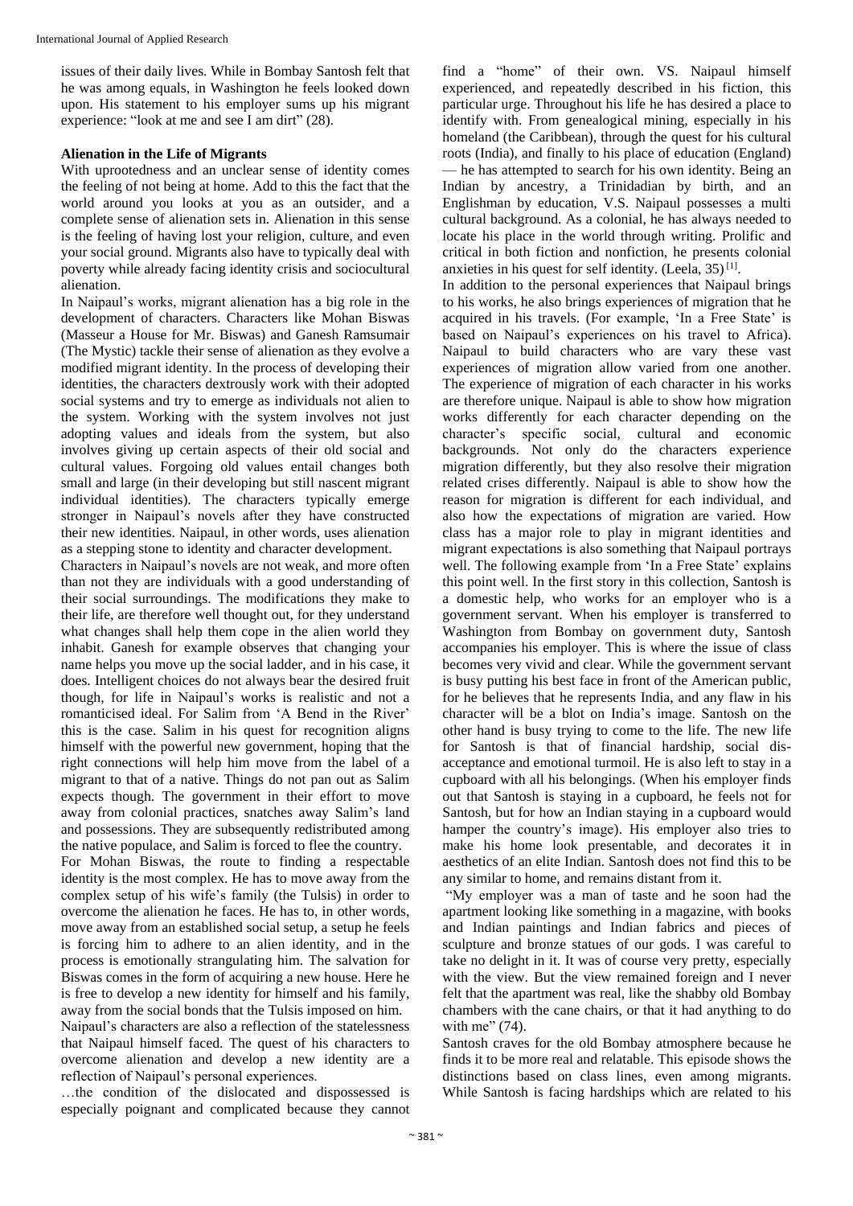issues of their daily lives. While in Bombay Santosh felt that he was among equals, in Washington he feels looked down upon. His statement to his employer sums up his migrant experience: "look at me and see I am dirt" (28).

## Alienation in the Life of Migrants

With uprootedness and an unclear sense of identity comes the feeling of not being at home. Add to this the fact that the world around you looks at you as an outsider, and a complete sense of alienation sets in. Alienation in this sense is the feeling of having lost your religion, culture, and even your social ground. Migrants also have to typically deal with poverty while already facing identity crisis and sociocultural alienation.

In Naipaul's works, migrant alienation has a big role in the development of characters. Characters like Mohan Biswas (Masseur a House for Mr. Biswas) and Ganesh Ramsumair (The Mystic) tackle their sense of alienation as they evolve a modified migrant identity. In the process of developing their identities, the characters dextrously work with their adopted social systems and try to emerge as individuals not alien to the system. Working with the system involves not just adopting values and ideals from the system, but also involves giving up certain aspects of their old social and cultural values. Forgoing old values entail changes both small and large (in their developing but still nascent migrant individual identities). The characters typically emerge stronger in Naipaul's novels after they have constructed their new identities. Naipaul, in other words, uses alienation as a stepping stone to identity and character development.

Characters in Naipaul's novels are not weak, and more often than not they are individuals with a good understanding of their social surroundings. The modifications they make to their life, are therefore well thought out, for they understand what changes shall help them cope in the alien world they inhabit. Ganesh for example observes that changing your name helps you move up the social ladder, and in his case, it does. Intelligent choices do not always bear the desired fruit though, for life in Naipaul's works is realistic and not a romanticised ideal. For Salim from 'A Bend in the River' this is the case. Salim in his quest for recognition aligns himself with the powerful new government, hoping that the right connections will help him move from the label of a migrant to that of a native. Things do not pan out as Salim expects though. The government in their effort to move away from colonial practices, snatches away Salim's land and possessions. They are subsequently redistributed among the native populace, and Salim is forced to flee the country.

For Mohan Biswas, the route to finding a respectable identity is the most complex. He has to move away from the complex setup of his wife's family (the Tulsis) in order to overcome the alienation he faces. He has to, in other words, move away from an established social setup, a setup he feels is forcing him to adhere to an alien identity, and in the process is emotionally strangulating him. The salvation for Biswas comes in the form of acquiring a new house. Here he is free to develop a new identity for himself and his family, away from the social bonds that the Tulsis imposed on him.

Naipaul's characters are also a reflection of the statelessness that Naipaul himself faced. The quest of his characters to overcome alienation and develop a new identity are a reflection of Naipaul's personal experiences.

…the condition of the dislocated and dispossessed is especially poignant and complicated because they cannot find a "home" of their own. VS. Naipaul himself experienced, and repeatedly described in his fiction, this particular urge. Throughout his life he has desired a place to identify with. From genealogical mining, especially in his homeland (the Caribbean), through the quest for his cultural roots (India), and finally to his place of education (England) — he has attempted to search for his own identity. Being an Indian by ancestry, a Trinidadian by birth, and an Englishman by education, V.S. Naipaul possesses a multi cultural background. As a colonial, he has always needed to locate his place in the world through writing. Prolific and critical in both fiction and nonfiction, he presents colonial anxieties in his quest for self identity. (Leela, 35) [1].

In addition to the personal experiences that Naipaul brings to his works, he also brings experiences of migration that he acquired in his travels. (For example, 'In a Free State' is based on Naipaul's experiences on his travel to Africa). Naipaul to build characters who are vary these vast experiences of migration allow varied from one another. The experience of migration of each character in his works are therefore unique. Naipaul is able to show how migration works differently for each character depending on the character's specific social, cultural and economic backgrounds. Not only do the characters experience migration differently, but they also resolve their migration related crises differently. Naipaul is able to show how the reason for migration is different for each individual, and also how the expectations of migration are varied. How class has a major role to play in migrant identities and migrant expectations is also something that Naipaul portrays well. The following example from 'In a Free State' explains this point well. In the first story in this collection, Santosh is a domestic help, who works for an employer who is a government servant. When his employer is transferred to Washington from Bombay on government duty, Santosh accompanies his employer. This is where the issue of class becomes very vivid and clear. While the government servant is busy putting his best face in front of the American public, for he believes that he represents India, and any flaw in his character will be a blot on India's image. Santosh on the other hand is busy trying to come to the life. The new life for Santosh is that of financial hardship, social dis-acceptance and emotional turmoil. He is also left to stay in a cupboard with all his belongings. (When his employer finds out that Santosh is staying in a cupboard, he feels not for Santosh, but for how an Indian staying in a cupboard would hamper the country's image). His employer also tries to make his home look presentable, and decorates it in aesthetics of an elite Indian. Santosh does not find this to be any similar to home, and remains distant from it.

"My employer was a man of taste and he soon had the apartment looking like something in a magazine, with books and Indian paintings and Indian fabrics and pieces of sculpture and bronze statues of our gods. I was careful to take no delight in it. It was of course very pretty, especially with the view. But the view remained foreign and I never felt that the apartment was real, like the shabby old Bombay chambers with the cane chairs, or that it had anything to do with me" (74).

Santosh craves for the old Bombay atmosphere because he finds it to be more real and relatable. This episode shows the distinctions based on class lines, even among migrants. While Santosh is facing hardships which are related to his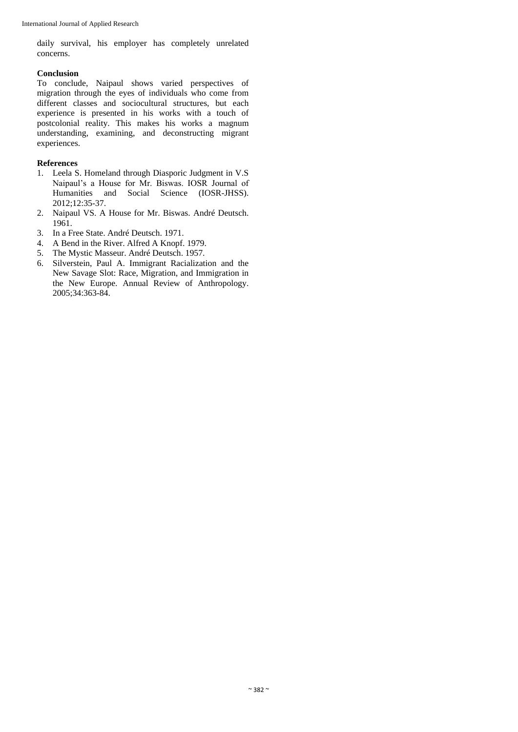daily survival, his employer has completely unrelated concerns.

## Conclusion

To conclude, Naipaul shows varied perspectives of migration through the eyes of individuals who come from different classes and sociocultural structures, but each experience is presented in his works with a touch of postcolonial reality. This makes his works a magnum understanding, examining, and deconstructing migrant experiences.

## References

1. Leela S. Homeland through Diasporic Judgment in V.S Naipaul's a House for Mr. Biswas. IOSR Journal of Humanities and Social Science (IOSR-JHSS). 2012;12:35-37.
2. Naipaul VS. A House for Mr. Biswas. André Deutsch. 1961.
3. In a Free State. André Deutsch. 1971.
4. A Bend in the River. Alfred A Knopf. 1979.
5. The Mystic Masseur. André Deutsch. 1957.
6. Silverstein, Paul A. Immigrant Racialization and the New Savage Slot: Race, Migration, and Immigration in the New Europe. Annual Review of Anthropology. 2005;34:363-84.